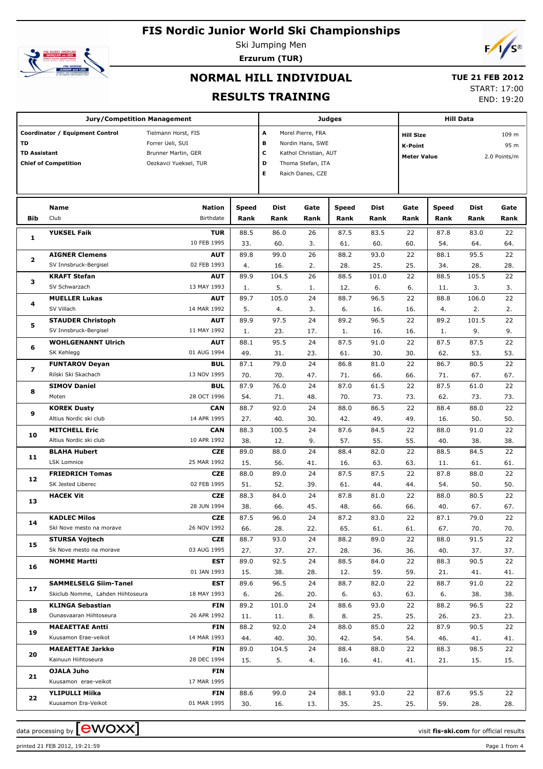# FIS Nordic Junior World Ski Championships

Ski Jumping Men

**Erzurum (TUR)**

## NORMAL HILL INDIVIDUAL

## RESULTS TRAINING

**TUE 21 FEB 2012**

START: 17:00

END: 19:20

| Jury/Competition Management | |
|---|---|
| Coordinator / Equipment Control | Tielmann Horst, FIS |
| TD | Forrer Ueli, SUI |
| TD Assistant | Brunner Martin, GER |
| Chief of Competition | Oezkavci Yueksel, TUR |

| Judges | |
|---|---|
| A | Morel Pierre, FRA |
| B | Nordin Hans, SWE |
| C | Kathol Christian, AUT |
| D | Thoma Stefan, ITA |
| E | Raich Danes, CZE |

| Hill Data | |
|---|---|
| Hill Size | 109 m |
| K-Point | 95 m |
| Meter Value | 2.0 Points/m |

| Bib | Name / Club | Nation / Birthdate | Speed / Rank | Dist / Rank | Gate / Rank | Speed / Rank | Dist / Rank | Gate / Rank | Speed / Rank | Dist / Rank | Gate / Rank |
|---|---|---|---|---|---|---|---|---|---|---|---|
| 1 | **YUKSEL Faik** | **TUR** | 88.5 | 86.0 | 26 | 87.5 | 83.5 | 22 | 87.8 | 83.0 | 22 |
| | | 10 FEB 1995 | 33. | 60. | 3. | 61. | 60. | 60. | 54. | 64. | 64. |
| 2 | **AIGNER Clemens** | **AUT** | 89.8 | 99.0 | 26 | 88.2 | 93.0 | 22 | 88.1 | 95.5 | 22 |
| | SV Innsbruck-Bergisel | 02 FEB 1993 | 4. | 16. | 2. | 28. | 25. | 25. | 34. | 28. | 28. |
| 3 | **KRAFT Stefan** | **AUT** | 89.9 | 104.5 | 26 | 88.5 | 101.0 | 22 | 88.5 | 105.5 | 22 |
| | SV Schwarzach | 13 MAY 1993 | 1. | 5. | 1. | 12. | 6. | 6. | 11. | 3. | 3. |
| 4 | **MUELLER Lukas** | **AUT** | 89.7 | 105.0 | 24 | 88.7 | 96.5 | 22 | 88.8 | 106.0 | 22 |
| | SV Villach | 14 MAR 1992 | 5. | 4. | 3. | 6. | 16. | 16. | 4. | 2. | 2. |
| 5 | **STAUDER Christoph** | **AUT** | 89.9 | 97.5 | 24 | 89.2 | 96.5 | 22 | 89.2 | 101.5 | 22 |
| | SV Innsbruck-Bergisel | 11 MAY 1992 | 1. | 23. | 17. | 1. | 16. | 16. | 1. | 9. | 9. |
| 6 | **WOHLGENANNT Ulrich** | **AUT** | 88.1 | 95.5 | 24 | 87.5 | 91.0 | 22 | 87.5 | 87.5 | 22 |
| | SK Kehlegg | 01 AUG 1994 | 49. | 31. | 23. | 61. | 30. | 30. | 62. | 53. | 53. |
| 7 | **FUNTAROV Deyan** | **BUL** | 87.1 | 79.0 | 24 | 86.8 | 81.0 | 22 | 86.7 | 80.5 | 22 |
| | Rilski Ski Skachach | 13 NOV 1995 | 70. | 70. | 47. | 71. | 66. | 66. | 71. | 67. | 67. |
| 8 | **SIMOV Daniel** | **BUL** | 87.9 | 76.0 | 24 | 87.0 | 61.5 | 22 | 87.5 | 61.0 | 22 |
| | Moten | 28 OCT 1996 | 54. | 71. | 48. | 70. | 73. | 73. | 62. | 73. | 73. |
| 9 | **KOREK Dusty** | **CAN** | 88.7 | 92.0 | 24 | 88.0 | 86.5 | 22 | 88.4 | 88.0 | 22 |
| | Altius Nordic ski club | 14 APR 1995 | 27. | 40. | 30. | 42. | 49. | 49. | 16. | 50. | 50. |
| 10 | **MITCHELL Eric** | **CAN** | 88.3 | 100.5 | 24 | 87.6 | 84.5 | 22 | 88.0 | 91.0 | 22 |
| | Altius Nordic ski club | 10 APR 1992 | 38. | 12. | 9. | 57. | 55. | 55. | 40. | 38. | 38. |
| 11 | **BLAHA Hubert** | **CZE** | 89.0 | 88.0 | 24 | 88.4 | 82.0 | 22 | 88.5 | 84.5 | 22 |
| | LSK Lomnice | 25 MAR 1992 | 15. | 56. | 41. | 16. | 63. | 63. | 11. | 61. | 61. |
| 12 | **FRIEDRICH Tomas** | **CZE** | 88.0 | 89.0 | 24 | 87.5 | 87.5 | 22 | 87.8 | 88.0 | 22 |
| | SK Jested Liberec | 02 FEB 1995 | 51. | 52. | 39. | 61. | 44. | 44. | 54. | 50. | 50. |
| 13 | **HACEK Vit** | **CZE** | 88.3 | 84.0 | 24 | 87.8 | 81.0 | 22 | 88.0 | 80.5 | 22 |
| | | 28 JUN 1994 | 38. | 66. | 45. | 48. | 66. | 66. | 40. | 67. | 67. |
| 14 | **KADLEC Milos** | **CZE** | 87.5 | 96.0 | 24 | 87.2 | 83.0 | 22 | 87.1 | 79.0 | 22 |
| | Skl Nove mesto na morave | 26 NOV 1992 | 66. | 28. | 22. | 65. | 61. | 61. | 67. | 70. | 70. |
| 15 | **STURSA Vojtech** | **CZE** | 88.7 | 93.0 | 24 | 88.2 | 89.0 | 22 | 88.0 | 91.5 | 22 |
| | Sk Nove mesto na morave | 03 AUG 1995 | 27. | 37. | 27. | 28. | 36. | 36. | 40. | 37. | 37. |
| 16 | **NOMME Martti** | **EST** | 89.0 | 92.5 | 24 | 88.5 | 84.0 | 22 | 88.3 | 90.5 | 22 |
| | | 01 JAN 1993 | 15. | 38. | 28. | 12. | 59. | 59. | 21. | 41. | 41. |
| 17 | **SAMMELSELG Siim-Tanel** | **EST** | 89.6 | 96.5 | 24 | 88.7 | 82.0 | 22 | 88.7 | 91.0 | 22 |
| | Skiclub Nomme, Lahden Hiihtoseura | 18 MAY 1993 | 6. | 26. | 20. | 6. | 63. | 63. | 6. | 38. | 38. |
| 18 | **KLINGA Sebastian** | **FIN** | 89.2 | 101.0 | 24 | 88.6 | 93.0 | 22 | 88.2 | 96.5 | 22 |
| | Ounasvaaran Hiihtoseura | 26 APR 1992 | 11. | 11. | 8. | 8. | 25. | 25. | 26. | 23. | 23. |
| 19 | **MAEAETTAE Antti** | **FIN** | 88.2 | 92.0 | 24 | 88.0 | 85.0 | 22 | 87.9 | 90.5 | 22 |
| | Kuusamon Erae-veikot | 14 MAR 1993 | 44. | 40. | 30. | 42. | 54. | 54. | 46. | 41. | 41. |
| 20 | **MAEAETTAE Jarkko** | **FIN** | 89.0 | 104.5 | 24 | 88.4 | 88.0 | 22 | 88.3 | 98.5 | 22 |
| | Kainuun Hiihtoseura | 28 DEC 1994 | 15. | 5. | 4. | 16. | 41. | 41. | 21. | 15. | 15. |
| 21 | **OJALA Juho** | **FIN** | | | | | | | | | |
| | Kuusamon erae-veikot | 17 MAR 1995 | | | | | | | | | |
| 22 | **YLIPULLI Miika** | **FIN** | 88.6 | 99.0 | 24 | 88.1 | 93.0 | 22 | 87.6 | 95.5 | 22 |
| | Kuusamon Era-Veikot | 01 MAR 1995 | 30. | 16. | 13. | 35. | 25. | 25. | 59. | 28. | 28. |

data processing by ewoxx — visit fis-ski.com for official results

printed 21 FEB 2012, 19:21:59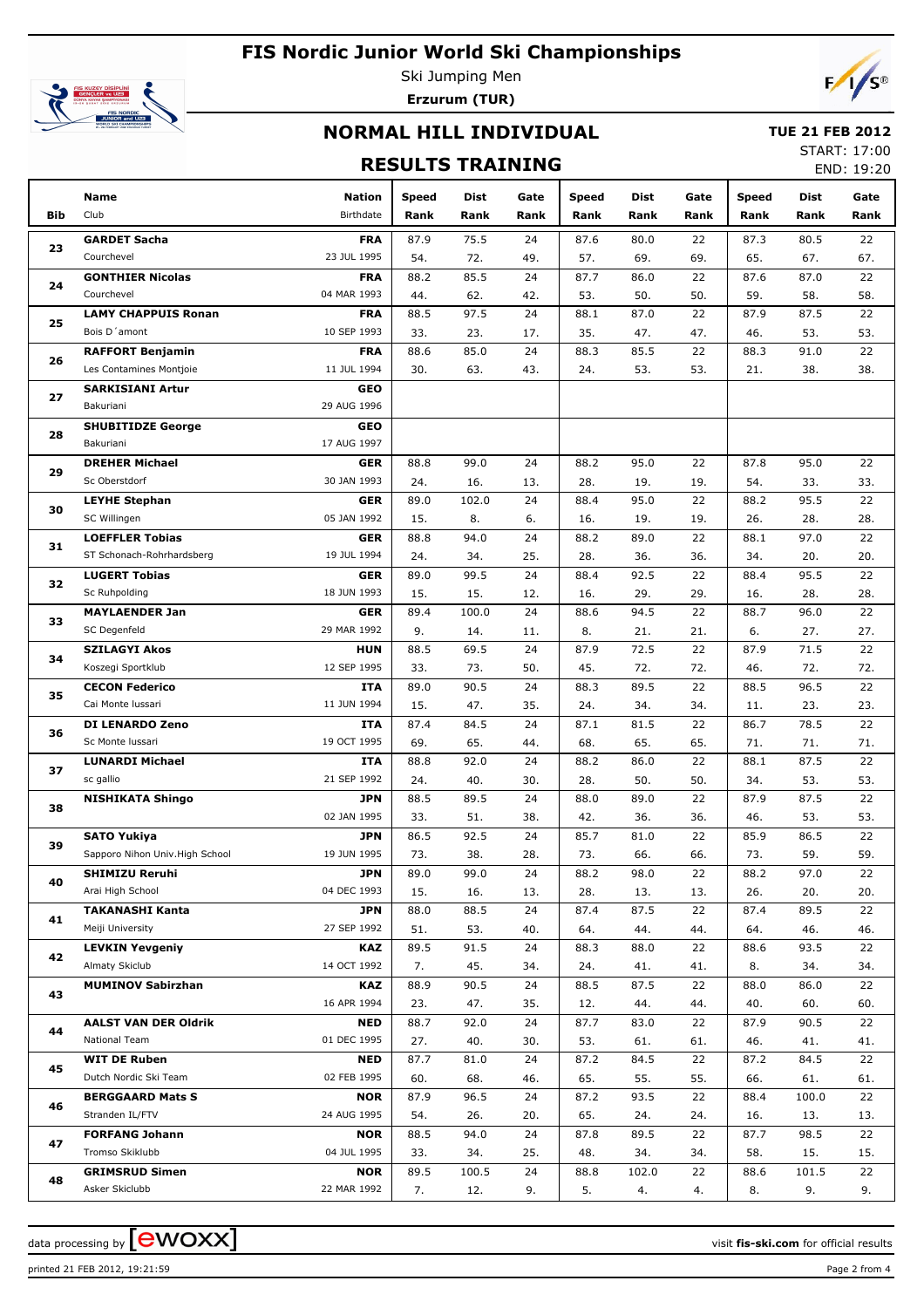# FIS Nordic Junior World Ski Championships

Ski Jumping Men

**Erzurum (TUR)**

## NORMAL HILL INDIVIDUAL

**TUE 21 FEB 2012**

START: 17:00

END: 19:20

## RESULTS TRAINING

| Bib | Name / Club | Nation / Birthdate | Speed Rank | Dist Rank | Gate Rank | Speed Rank | Dist Rank | Gate Rank | Speed Rank | Dist Rank | Gate Rank |
|---|---|---|---|---|---|---|---|---|---|---|---|
| 23 | **GARDET Sacha** | **FRA** | 87.9 | 75.5 | 24 | 87.6 | 80.0 | 22 | 87.3 | 80.5 | 22 |
| | Courchevel | 23 JUL 1995 | 54. | 72. | 49. | 57. | 69. | 69. | 65. | 67. | 67. |
| 24 | **GONTHIER Nicolas** | **FRA** | 88.2 | 85.5 | 24 | 87.7 | 86.0 | 22 | 87.6 | 87.0 | 22 |
| | Courchevel | 04 MAR 1993 | 44. | 62. | 42. | 53. | 50. | 50. | 59. | 58. | 58. |
| 25 | **LAMY CHAPPUIS Ronan** | **FRA** | 88.5 | 97.5 | 24 | 88.1 | 87.0 | 22 | 87.9 | 87.5 | 22 |
| | Bois D´amont | 10 SEP 1993 | 33. | 23. | 17. | 35. | 47. | 47. | 46. | 53. | 53. |
| 26 | **RAFFORT Benjamin** | **FRA** | 88.6 | 85.0 | 24 | 88.3 | 85.5 | 22 | 88.3 | 91.0 | 22 |
| | Les Contamines Montjoie | 11 JUL 1994 | 30. | 63. | 43. | 24. | 53. | 53. | 21. | 38. | 38. |
| 27 | **SARKISIANI Artur** | **GEO** | | | | | | | | | |
| | Bakuriani | 29 AUG 1996 | | | | | | | | | |
| 28 | **SHUBITIDZE George** | **GEO** | | | | | | | | | |
| | Bakuriani | 17 AUG 1997 | | | | | | | | | |
| 29 | **DREHER Michael** | **GER** | 88.8 | 99.0 | 24 | 88.2 | 95.0 | 22 | 87.8 | 95.0 | 22 |
| | Sc Oberstdorf | 30 JAN 1993 | 24. | 16. | 13. | 28. | 19. | 19. | 54. | 33. | 33. |
| 30 | **LEYHE Stephan** | **GER** | 89.0 | 102.0 | 24 | 88.4 | 95.0 | 22 | 88.2 | 95.5 | 22 |
| | SC Willingen | 05 JAN 1992 | 15. | 8. | 6. | 16. | 19. | 19. | 26. | 28. | 28. |
| 31 | **LOEFFLER Tobias** | **GER** | 88.8 | 94.0 | 24 | 88.2 | 89.0 | 22 | 88.1 | 97.0 | 22 |
| | ST Schonach-Rohrhardsberg | 19 JUL 1994 | 24. | 34. | 25. | 28. | 36. | 36. | 34. | 20. | 20. |
| 32 | **LUGERT Tobias** | **GER** | 89.0 | 99.5 | 24 | 88.4 | 92.5 | 22 | 88.4 | 95.5 | 22 |
| | Sc Ruhpolding | 18 JUN 1993 | 15. | 15. | 12. | 16. | 29. | 29. | 16. | 28. | 28. |
| 33 | **MAYLAENDER Jan** | **GER** | 89.4 | 100.0 | 24 | 88.6 | 94.5 | 22 | 88.7 | 96.0 | 22 |
| | SC Degenfeld | 29 MAR 1992 | 9. | 14. | 11. | 8. | 21. | 21. | 6. | 27. | 27. |
| 34 | **SZILAGYI Akos** | **HUN** | 88.5 | 69.5 | 24 | 87.9 | 72.5 | 22 | 87.9 | 71.5 | 22 |
| | Koszegi Sportklub | 12 SEP 1995 | 33. | 73. | 50. | 45. | 72. | 72. | 46. | 72. | 72. |
| 35 | **CECON Federico** | **ITA** | 89.0 | 90.5 | 24 | 88.3 | 89.5 | 22 | 88.5 | 96.5 | 22 |
| | Cai Monte Iussari | 11 JUN 1994 | 15. | 47. | 35. | 24. | 34. | 34. | 11. | 23. | 23. |
| 36 | **DI LENARDO Zeno** | **ITA** | 87.4 | 84.5 | 24 | 87.1 | 81.5 | 22 | 86.7 | 78.5 | 22 |
| | Sc Monte Iussari | 19 OCT 1995 | 69. | 65. | 44. | 68. | 65. | 65. | 71. | 71. | 71. |
| 37 | **LUNARDI Michael** | **ITA** | 88.8 | 92.0 | 24 | 88.2 | 86.0 | 22 | 88.1 | 87.5 | 22 |
| | sc gallio | 21 SEP 1992 | 24. | 40. | 30. | 28. | 50. | 50. | 34. | 53. | 53. |
| 38 | **NISHIKATA Shingo** | **JPN** | 88.5 | 89.5 | 24 | 88.0 | 89.0 | 22 | 87.9 | 87.5 | 22 |
| | | 02 JAN 1995 | 33. | 51. | 38. | 42. | 36. | 36. | 46. | 53. | 53. |
| 39 | **SATO Yukiya** | **JPN** | 86.5 | 92.5 | 24 | 85.7 | 81.0 | 22 | 85.9 | 86.5 | 22 |
| | Sapporo Nihon Univ.High School | 19 JUN 1995 | 73. | 38. | 28. | 73. | 66. | 66. | 73. | 59. | 59. |
| 40 | **SHIMIZU Reruhi** | **JPN** | 89.0 | 99.0 | 24 | 88.2 | 98.0 | 22 | 88.2 | 97.0 | 22 |
| | Arai High School | 04 DEC 1993 | 15. | 16. | 13. | 28. | 13. | 13. | 26. | 20. | 20. |
| 41 | **TAKANASHI Kanta** | **JPN** | 88.0 | 88.5 | 24 | 87.4 | 87.5 | 22 | 87.4 | 89.5 | 22 |
| | Meiji University | 27 SEP 1992 | 51. | 53. | 40. | 64. | 44. | 44. | 64. | 46. | 46. |
| 42 | **LEVKIN Yevgeniy** | **KAZ** | 89.5 | 91.5 | 24 | 88.3 | 88.0 | 22 | 88.6 | 93.5 | 22 |
| | Almaty Skiclub | 14 OCT 1992 | 7. | 45. | 34. | 24. | 41. | 41. | 8. | 34. | 34. |
| 43 | **MUMINOV Sabirzhan** | **KAZ** | 88.9 | 90.5 | 24 | 88.5 | 87.5 | 22 | 88.0 | 86.0 | 22 |
| | | 16 APR 1994 | 23. | 47. | 35. | 12. | 44. | 44. | 40. | 60. | 60. |
| 44 | **AALST VAN DER Oldrik** | **NED** | 88.7 | 92.0 | 24 | 87.7 | 83.0 | 22 | 87.9 | 90.5 | 22 |
| | National Team | 01 DEC 1995 | 27. | 40. | 30. | 53. | 61. | 61. | 46. | 41. | 41. |
| 45 | **WIT DE Ruben** | **NED** | 87.7 | 81.0 | 24 | 87.2 | 84.5 | 22 | 87.2 | 84.5 | 22 |
| | Dutch Nordic Ski Team | 02 FEB 1995 | 60. | 68. | 46. | 65. | 55. | 55. | 66. | 61. | 61. |
| 46 | **BERGGAARD Mats S** | **NOR** | 87.9 | 96.5 | 24 | 87.2 | 93.5 | 22 | 88.4 | 100.0 | 22 |
| | Stranden IL/FTV | 24 AUG 1995 | 54. | 26. | 20. | 65. | 24. | 24. | 16. | 13. | 13. |
| 47 | **FORFANG Johann** | **NOR** | 88.5 | 94.0 | 24 | 87.8 | 89.5 | 22 | 87.7 | 98.5 | 22 |
| | Tromso Skiklubb | 04 JUL 1995 | 33. | 34. | 25. | 48. | 34. | 34. | 58. | 15. | 15. |
| 48 | **GRIMSRUD Simen** | **NOR** | 89.5 | 100.5 | 24 | 88.8 | 102.0 | 22 | 88.6 | 101.5 | 22 |
| | Asker Skiclubb | 22 MAR 1992 | 7. | 12. | 9. | 5. | 4. | 4. | 8. | 9. | 9. |

data processing by EWOXX — visit **fis-ski.com** for official results

printed 21 FEB 2012, 19:21:59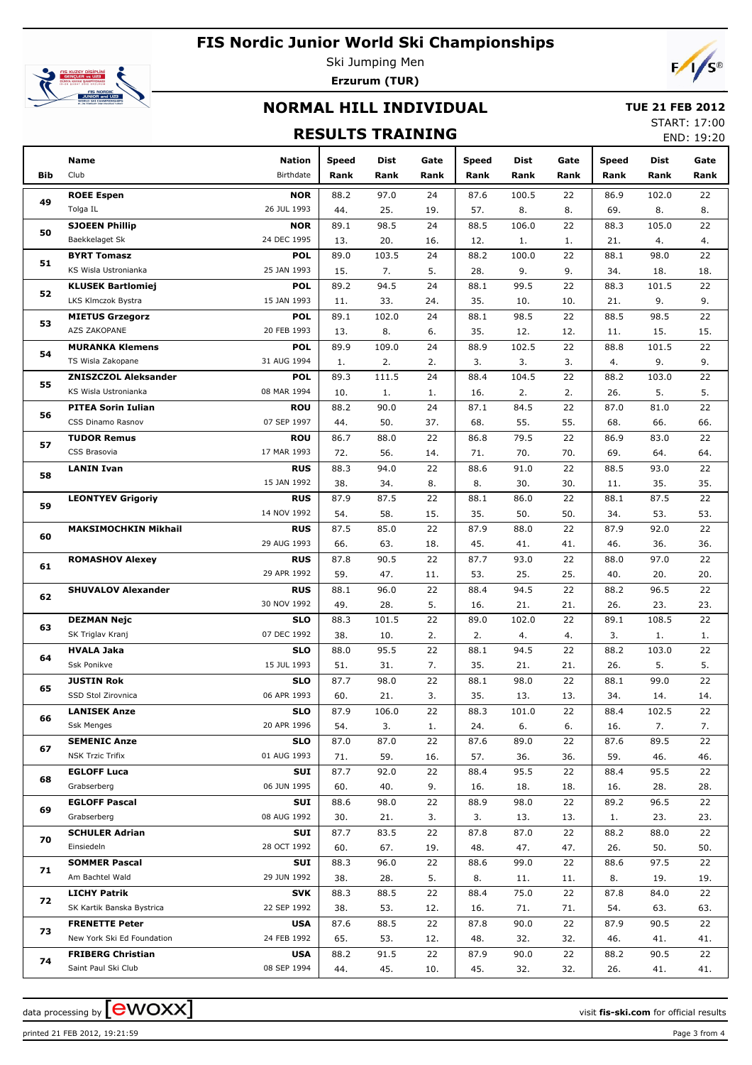# FIS Nordic Junior World Ski Championships

Ski Jumping Men

**Erzurum (TUR)**

## NORMAL HILL INDIVIDUAL

**TUE 21 FEB 2012**

START: 17:00

END: 19:20

## RESULTS TRAINING

| Bib | Name / Club | Nation / Birthdate | Speed / Rank | Dist / Rank | Gate / Rank | Speed / Rank | Dist / Rank | Gate / Rank | Speed / Rank | Dist / Rank | Gate / Rank |
|---|---|---|---|---|---|---|---|---|---|---|---|
| 49 | **ROEE Espen** | **NOR** | 88.2 | 97.0 | 24 | 87.6 | 100.5 | 22 | 86.9 | 102.0 | 22 |
| | Tolga IL | 26 JUL 1993 | 44. | 25. | 19. | 57. | 8. | 8. | 69. | 8. | 8. |
| 50 | **SJOEEN Phillip** | **NOR** | 89.1 | 98.5 | 24 | 88.5 | 106.0 | 22 | 88.3 | 105.0 | 22 |
| | Baekkelaget Sk | 24 DEC 1995 | 13. | 20. | 16. | 12. | 1. | 1. | 21. | 4. | 4. |
| 51 | **BYRT Tomasz** | **POL** | 89.0 | 103.5 | 24 | 88.2 | 100.0 | 22 | 88.1 | 98.0 | 22 |
| | KS Wisla Ustronianka | 25 JAN 1993 | 15. | 7. | 5. | 28. | 9. | 9. | 34. | 18. | 18. |
| 52 | **KLUSEK Bartlomiej** | **POL** | 89.2 | 94.5 | 24 | 88.1 | 99.5 | 22 | 88.3 | 101.5 | 22 |
| | LKS Klmczok Bystra | 15 JAN 1993 | 11. | 33. | 24. | 35. | 10. | 10. | 21. | 9. | 9. |
| 53 | **MIETUS Grzegorz** | **POL** | 89.1 | 102.0 | 24 | 88.1 | 98.5 | 22 | 88.5 | 98.5 | 22 |
| | AZS ZAKOPANE | 20 FEB 1993 | 13. | 8. | 6. | 35. | 12. | 12. | 11. | 15. | 15. |
| 54 | **MURANKA Klemens** | **POL** | 89.9 | 109.0 | 24 | 88.9 | 102.5 | 22 | 88.8 | 101.5 | 22 |
| | TS Wisla Zakopane | 31 AUG 1994 | 1. | 2. | 2. | 3. | 3. | 3. | 4. | 9. | 9. |
| 55 | **ZNISZCZOL Aleksander** | **POL** | 89.3 | 111.5 | 24 | 88.4 | 104.5 | 22 | 88.2 | 103.0 | 22 |
| | KS Wisla Ustronianka | 08 MAR 1994 | 10. | 1. | 1. | 16. | 2. | 2. | 26. | 5. | 5. |
| 56 | **PITEA Sorin Iulian** | **ROU** | 88.2 | 90.0 | 24 | 87.1 | 84.5 | 22 | 87.0 | 81.0 | 22 |
| | CSS Dinamo Rasnov | 07 SEP 1997 | 44. | 50. | 37. | 68. | 55. | 55. | 68. | 66. | 66. |
| 57 | **TUDOR Remus** | **ROU** | 86.7 | 88.0 | 22 | 86.8 | 79.5 | 22 | 86.9 | 83.0 | 22 |
| | CSS Brasovia | 17 MAR 1993 | 72. | 56. | 14. | 71. | 70. | 70. | 69. | 64. | 64. |
| 58 | **LANIN Ivan** | **RUS** | 88.3 | 94.0 | 22 | 88.6 | 91.0 | 22 | 88.5 | 93.0 | 22 |
| | | 15 JAN 1992 | 38. | 34. | 8. | 8. | 30. | 30. | 11. | 35. | 35. |
| 59 | **LEONTYEV Grigoriy** | **RUS** | 87.9 | 87.5 | 22 | 88.1 | 86.0 | 22 | 88.1 | 87.5 | 22 |
| | | 14 NOV 1992 | 54. | 58. | 15. | 35. | 50. | 50. | 34. | 53. | 53. |
| 60 | **MAKSIMOCHKIN Mikhail** | **RUS** | 87.5 | 85.0 | 22 | 87.9 | 88.0 | 22 | 87.9 | 92.0 | 22 |
| | | 29 AUG 1993 | 66. | 63. | 18. | 45. | 41. | 41. | 46. | 36. | 36. |
| 61 | **ROMASHOV Alexey** | **RUS** | 87.8 | 90.5 | 22 | 87.7 | 93.0 | 22 | 88.0 | 97.0 | 22 |
| | | 29 APR 1992 | 59. | 47. | 11. | 53. | 25. | 25. | 40. | 20. | 20. |
| 62 | **SHUVALOV Alexander** | **RUS** | 88.1 | 96.0 | 22 | 88.4 | 94.5 | 22 | 88.2 | 96.5 | 22 |
| | | 30 NOV 1992 | 49. | 28. | 5. | 16. | 21. | 21. | 26. | 23. | 23. |
| 63 | **DEZMAN Nejc** | **SLO** | 88.3 | 101.5 | 22 | 89.0 | 102.0 | 22 | 89.1 | 108.5 | 22 |
| | SK Triglav Kranj | 07 DEC 1992 | 38. | 10. | 2. | 2. | 4. | 4. | 3. | 1. | 1. |
| 64 | **HVALA Jaka** | **SLO** | 88.0 | 95.5 | 22 | 88.1 | 94.5 | 22 | 88.2 | 103.0 | 22 |
| | Ssk Ponikve | 15 JUL 1993 | 51. | 31. | 7. | 35. | 21. | 21. | 26. | 5. | 5. |
| 65 | **JUSTIN Rok** | **SLO** | 87.7 | 98.0 | 22 | 88.1 | 98.0 | 22 | 88.1 | 99.0 | 22 |
| | SSD Stol Zirovnica | 06 APR 1993 | 60. | 21. | 3. | 35. | 13. | 13. | 34. | 14. | 14. |
| 66 | **LANISEK Anze** | **SLO** | 87.9 | 106.0 | 22 | 88.3 | 101.0 | 22 | 88.4 | 102.5 | 22 |
| | Ssk Menges | 20 APR 1996 | 54. | 3. | 1. | 24. | 6. | 6. | 16. | 7. | 7. |
| 67 | **SEMENIC Anze** | **SLO** | 87.0 | 87.0 | 22 | 87.6 | 89.0 | 22 | 87.6 | 89.5 | 22 |
| | NSK Trzic Trifix | 01 AUG 1993 | 71. | 59. | 16. | 57. | 36. | 36. | 59. | 46. | 46. |
| 68 | **EGLOFF Luca** | **SUI** | 87.7 | 92.0 | 22 | 88.4 | 95.5 | 22 | 88.4 | 95.5 | 22 |
| | Grabserberg | 06 JUN 1995 | 60. | 40. | 9. | 16. | 18. | 18. | 16. | 28. | 28. |
| 69 | **EGLOFF Pascal** | **SUI** | 88.6 | 98.0 | 22 | 88.9 | 98.0 | 22 | 89.2 | 96.5 | 22 |
| | Grabserberg | 08 AUG 1992 | 30. | 21. | 3. | 3. | 13. | 13. | 1. | 23. | 23. |
| 70 | **SCHULER Adrian** | **SUI** | 87.7 | 83.5 | 22 | 87.8 | 87.0 | 22 | 88.2 | 88.0 | 22 |
| | Einsiedeln | 28 OCT 1992 | 60. | 67. | 19. | 48. | 47. | 47. | 26. | 50. | 50. |
| 71 | **SOMMER Pascal** | **SUI** | 88.3 | 96.0 | 22 | 88.6 | 99.0 | 22 | 88.6 | 97.5 | 22 |
| | Am Bachtel Wald | 29 JUN 1992 | 38. | 28. | 5. | 8. | 11. | 11. | 8. | 19. | 19. |
| 72 | **LICHY Patrik** | **SVK** | 88.3 | 88.5 | 22 | 88.4 | 75.0 | 22 | 87.8 | 84.0 | 22 |
| | SK Kartik Banska Bystrica | 22 SEP 1992 | 38. | 53. | 12. | 16. | 71. | 71. | 54. | 63. | 63. |
| 73 | **FRENETTE Peter** | **USA** | 87.6 | 88.5 | 22 | 87.8 | 90.0 | 22 | 87.9 | 90.5 | 22 |
| | New York Ski Ed Foundation | 24 FEB 1992 | 65. | 53. | 12. | 48. | 32. | 32. | 46. | 41. | 41. |
| 74 | **FRIBERG Christian** | **USA** | 88.2 | 91.5 | 22 | 87.9 | 90.0 | 22 | 88.2 | 90.5 | 22 |
| | Saint Paul Ski Club | 08 SEP 1994 | 44. | 45. | 10. | 45. | 32. | 32. | 26. | 41. | 41. |

data processing by ewoxx — visit fis-ski.com for official results

printed 21 FEB 2012, 19:21:59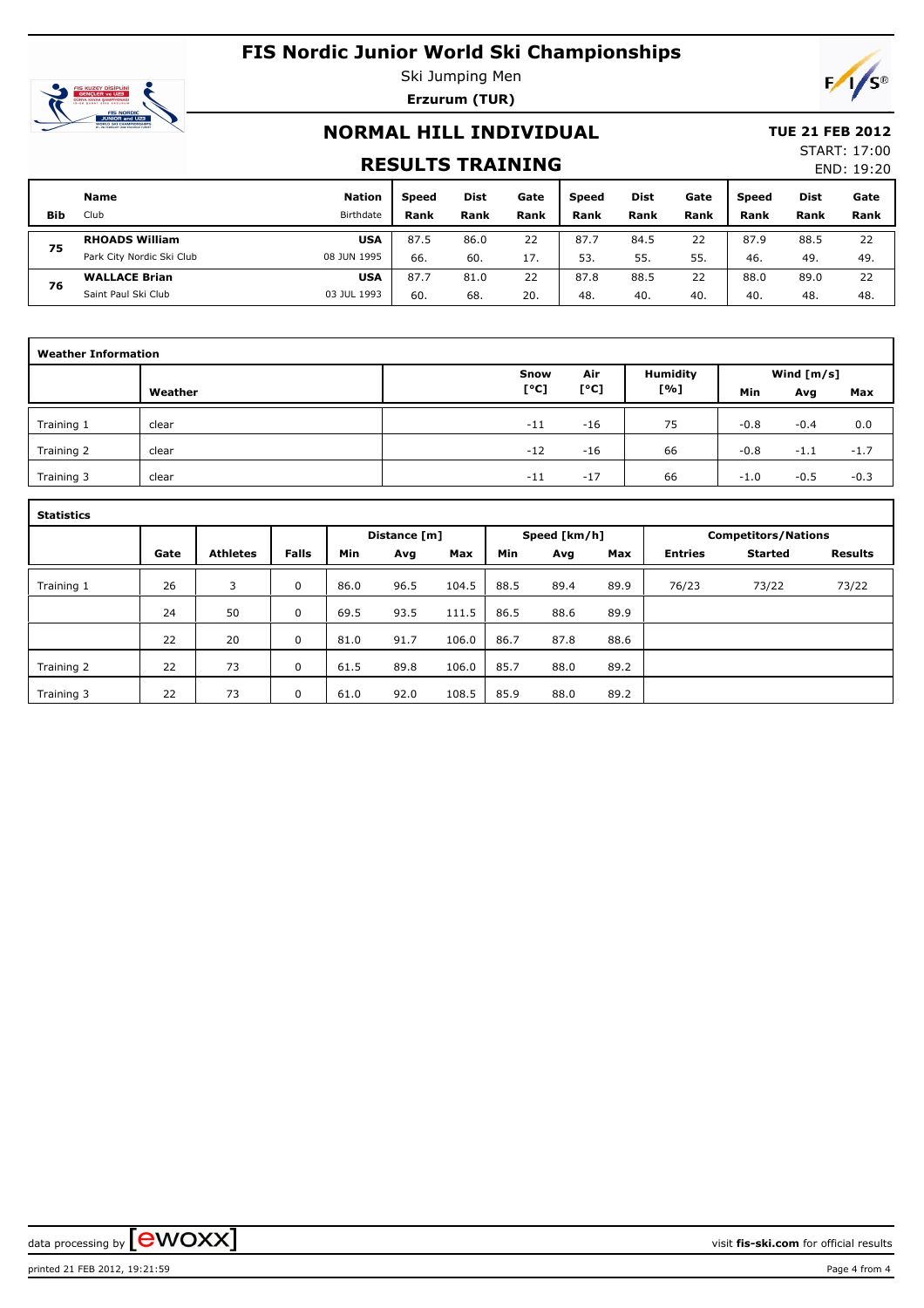# FIS Nordic Junior World Ski Championships

Ski Jumping Men

**Erzurum (TUR)**

## NORMAL HILL INDIVIDUAL

**TUE 21 FEB 2012**

START: 17:00

END: 19:20

## RESULTS TRAINING

| Bib | Name / Club | Nation / Birthdate | Speed / Rank | Dist / Rank | Gate / Rank | Speed / Rank | Dist / Rank | Gate / Rank | Speed / Rank | Dist / Rank | Gate / Rank |
|---|---|---|---|---|---|---|---|---|---|---|---|
| 75 | **RHOADS William** | **USA** | 87.5 | 86.0 | 22 | 87.7 | 84.5 | 22 | 87.9 | 88.5 | 22 |
| | Park City Nordic Ski Club | 08 JUN 1995 | 66. | 60. | 17. | 53. | 55. | 55. | 46. | 49. | 49. |
| 76 | **WALLACE Brian** | **USA** | 87.7 | 81.0 | 22 | 87.8 | 88.5 | 22 | 88.0 | 89.0 | 22 |
| | Saint Paul Ski Club | 03 JUL 1993 | 60. | 68. | 20. | 48. | 40. | 40. | 40. | 48. | 48. |

**Weather Information**

| | Weather | Snow [°C] | Air [°C] | Humidity [%] | Wind [m/s] Min | Avg | Max |
|---|---|---|---|---|---|---|---|
| Training 1 | clear | -11 | -16 | 75 | -0.8 | -0.4 | 0.0 |
| Training 2 | clear | -12 | -16 | 66 | -0.8 | -1.1 | -1.7 |
| Training 3 | clear | -11 | -17 | 66 | -1.0 | -0.5 | -0.3 |

**Statistics**

| | Gate | Athletes | Falls | Distance [m] | | | Speed [km/h] | | | Competitors/Nations | | |
|---|---|---|---|---|---|---|---|---|---|---|---|---|
| | | | | Min | Avg | Max | Min | Avg | Max | Entries | Started | Results |
| Training 1 | 26 | 3 | 0 | 86.0 | 96.5 | 104.5 | 88.5 | 89.4 | 89.9 | 76/23 | 73/22 | 73/22 |
| | 24 | 50 | 0 | 69.5 | 93.5 | 111.5 | 86.5 | 88.6 | 89.9 | | | |
| | 22 | 20 | 0 | 81.0 | 91.7 | 106.0 | 86.7 | 87.8 | 88.6 | | | |
| Training 2 | 22 | 73 | 0 | 61.5 | 89.8 | 106.0 | 85.7 | 88.0 | 89.2 | | | |
| Training 3 | 22 | 73 | 0 | 61.0 | 92.0 | 108.5 | 85.9 | 88.0 | 89.2 | | | |

data processing by ewoxx

visit fis-ski.com for official results

printed 21 FEB 2012, 19:21:59